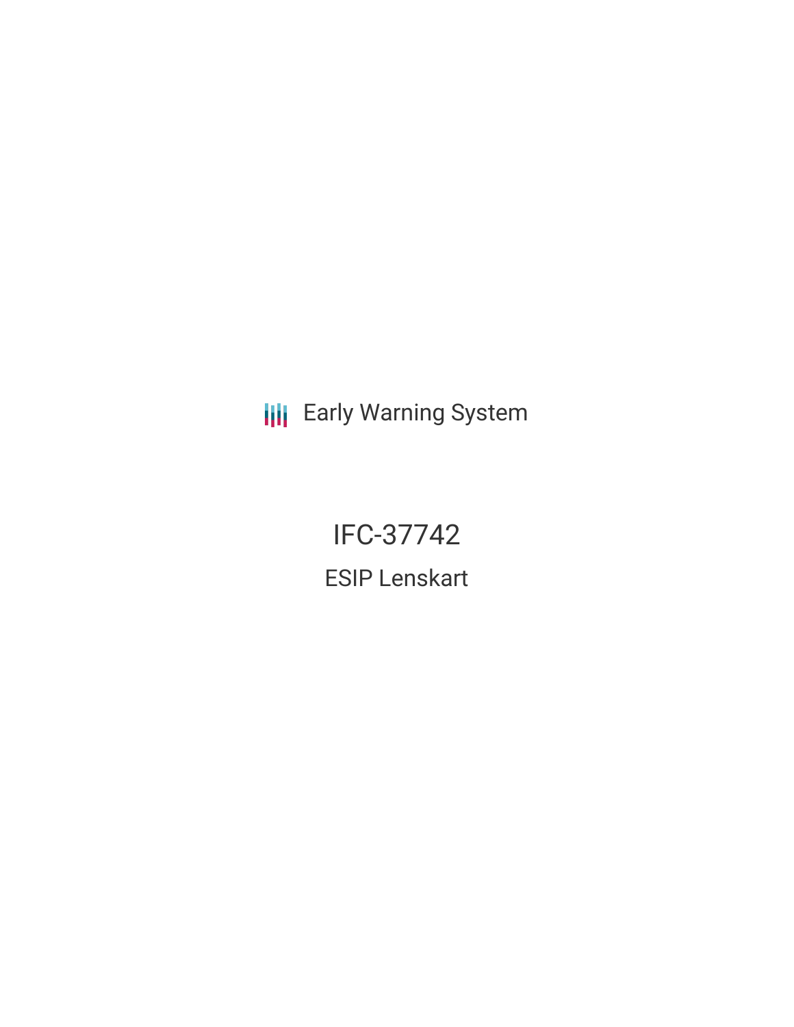Early Warning System

# IFC-37742

## ESIP Lenskart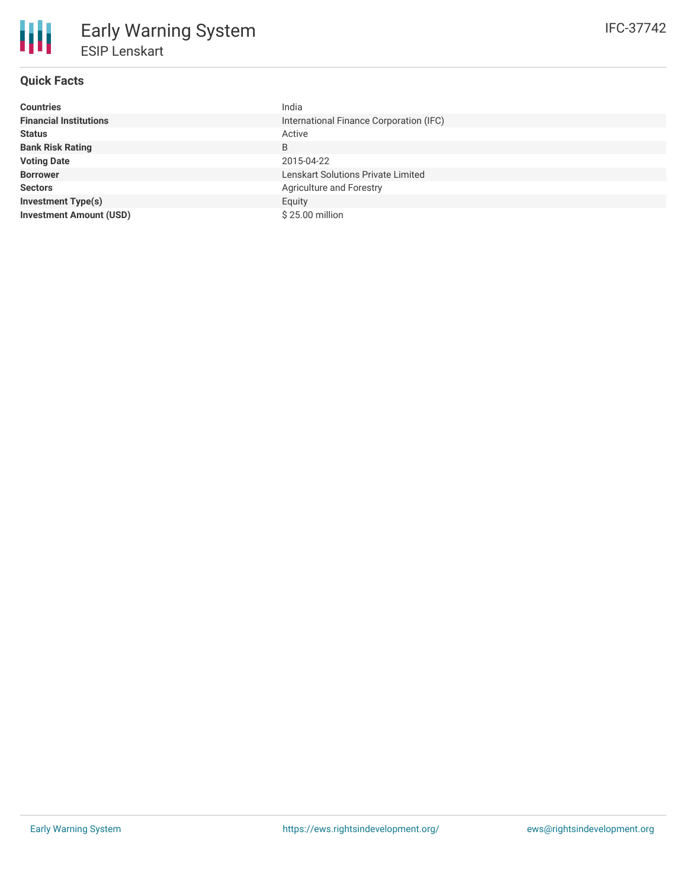# Early Warning System

## ESIP Lenskart

IFC-37742

### Quick Facts

| | |
|---|---|
| **Countries** | India |
| **Financial Institutions** | International Finance Corporation (IFC) |
| **Status** | Active |
| **Bank Risk Rating** | B |
| **Voting Date** | 2015-04-22 |
| **Borrower** | Lenskart Solutions Private Limited |
| **Sectors** | Agriculture and Forestry |
| **Investment Type(s)** | Equity |
| **Investment Amount (USD)** | $ 25.00 million |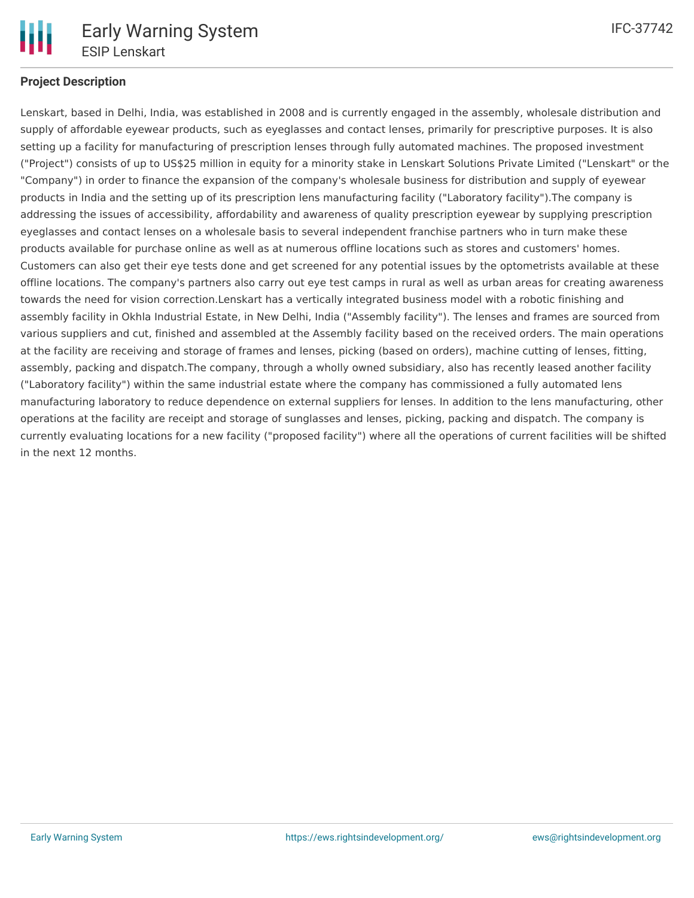## Project Description

Lenskart, based in Delhi, India, was established in 2008 and is currently engaged in the assembly, wholesale distribution and supply of affordable eyewear products, such as eyeglasses and contact lenses, primarily for prescriptive purposes. It is also setting up a facility for manufacturing of prescription lenses through fully automated machines. The proposed investment ("Project") consists of up to US$25 million in equity for a minority stake in Lenskart Solutions Private Limited ("Lenskart" or the "Company") in order to finance the expansion of the company's wholesale business for distribution and supply of eyewear products in India and the setting up of its prescription lens manufacturing facility ("Laboratory facility").The company is addressing the issues of accessibility, affordability and awareness of quality prescription eyewear by supplying prescription eyeglasses and contact lenses on a wholesale basis to several independent franchise partners who in turn make these products available for purchase online as well as at numerous offline locations such as stores and customers' homes. Customers can also get their eye tests done and get screened for any potential issues by the optometrists available at these offline locations. The company's partners also carry out eye test camps in rural as well as urban areas for creating awareness towards the need for vision correction.Lenskart has a vertically integrated business model with a robotic finishing and assembly facility in Okhla Industrial Estate, in New Delhi, India ("Assembly facility"). The lenses and frames are sourced from various suppliers and cut, finished and assembled at the Assembly facility based on the received orders. The main operations at the facility are receiving and storage of frames and lenses, picking (based on orders), machine cutting of lenses, fitting, assembly, packing and dispatch.The company, through a wholly owned subsidiary, also has recently leased another facility ("Laboratory facility") within the same industrial estate where the company has commissioned a fully automated lens manufacturing laboratory to reduce dependence on external suppliers for lenses. In addition to the lens manufacturing, other operations at the facility are receipt and storage of sunglasses and lenses, picking, packing and dispatch. The company is currently evaluating locations for a new facility ("proposed facility") where all the operations of current facilities will be shifted in the next 12 months.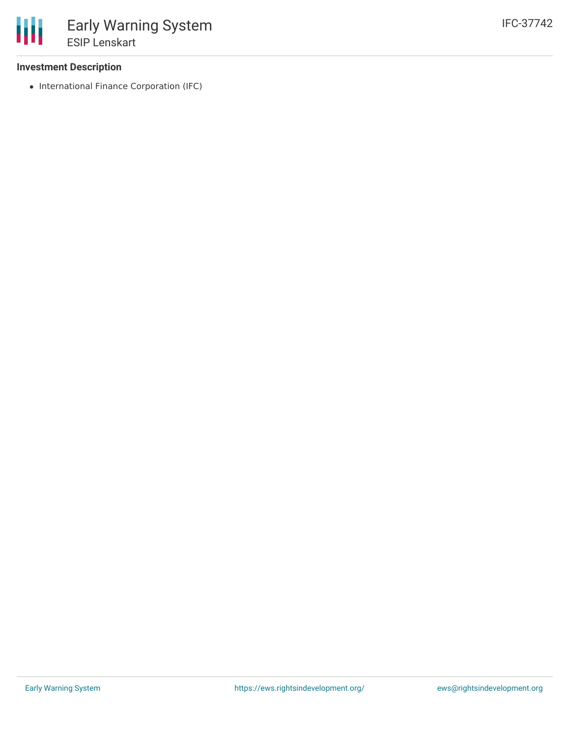### Investment Description

- International Finance Corporation (IFC)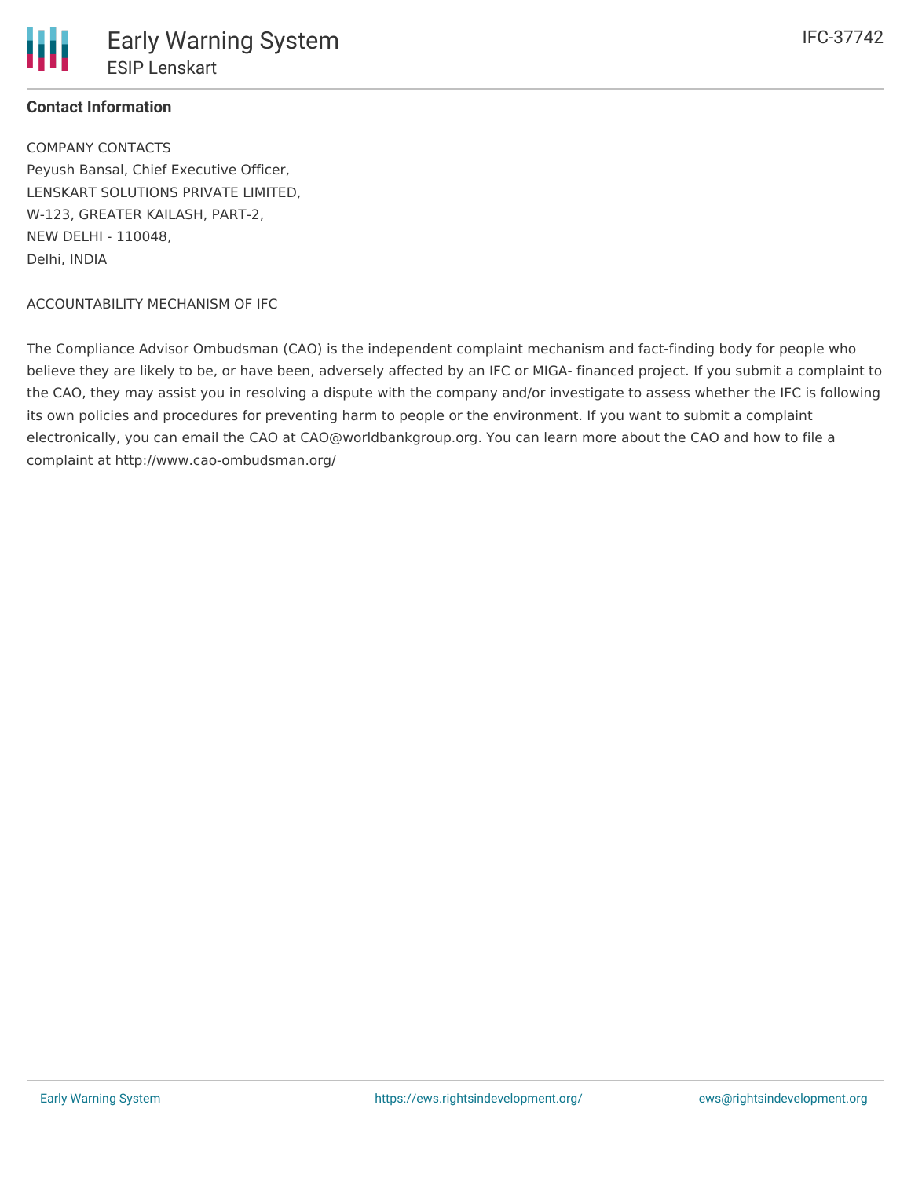## Contact Information

COMPANY CONTACTS
Peyush Bansal, Chief Executive Officer,
LENSKART SOLUTIONS PRIVATE LIMITED,
W-123, GREATER KAILASH, PART-2,
NEW DELHI - 110048,
Delhi, INDIA

ACCOUNTABILITY MECHANISM OF IFC

The Compliance Advisor Ombudsman (CAO) is the independent complaint mechanism and fact-finding body for people who believe they are likely to be, or have been, adversely affected by an IFC or MIGA- financed project. If you submit a complaint to the CAO, they may assist you in resolving a dispute with the company and/or investigate to assess whether the IFC is following its own policies and procedures for preventing harm to people or the environment. If you want to submit a complaint electronically, you can email the CAO at CAO@worldbankgroup.org. You can learn more about the CAO and how to file a complaint at http://www.cao-ombudsman.org/